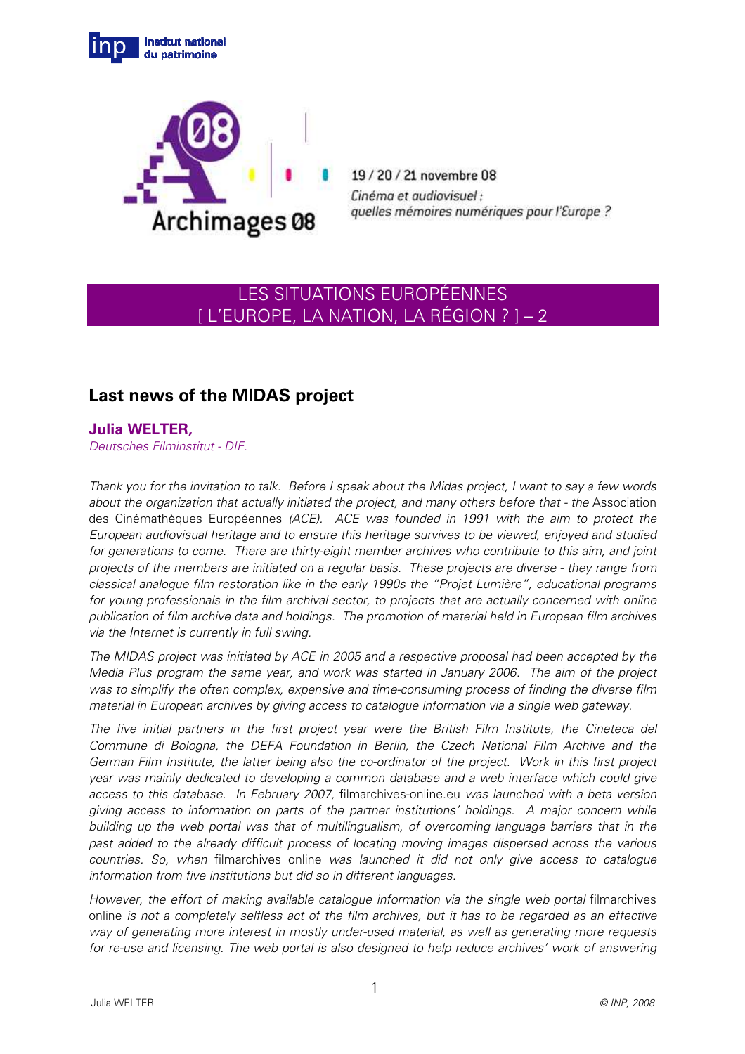Institut national du patrimoine

Archimages 08

19 / 20 / 21 novembre 08

*Cinéma et audiovisuel : quelles mémoires numériques pour l'Europe ?*

## LES SITUATIONS EUROPÉENNES [ L'EUROPE, LA NATION, LA RÉGION ? ] – 2

# Last news of the MIDAS project

**Julia WELTER,**

*Deutsches Filminstitut - DIF.*

*Thank you for the invitation to talk. Before I speak about the Midas project, I want to say a few words about the organization that actually initiated the project, and many others before that - the* Association des Cinémathèques Européennes *(ACE). ACE was founded in 1991 with the aim to protect the European audiovisual heritage and to ensure this heritage survives to be viewed, enjoyed and studied for generations to come. There are thirty-eight member archives who contribute to this aim, and joint projects of the members are initiated on a regular basis. These projects are diverse - they range from classical analogue film restoration like in the early 1990s the "Projet Lumière", educational programs for young professionals in the film archival sector, to projects that are actually concerned with online publication of film archive data and holdings. The promotion of material held in European film archives via the Internet is currently in full swing.*

*The MIDAS project was initiated by ACE in 2005 and a respective proposal had been accepted by the Media Plus program the same year, and work was started in January 2006. The aim of the project was to simplify the often complex, expensive and time-consuming process of finding the diverse film material in European archives by giving access to catalogue information via a single web gateway.*

*The five initial partners in the first project year were the British Film Institute, the Cineteca del Commune di Bologna, the DEFA Foundation in Berlin, the Czech National Film Archive and the German Film Institute, the latter being also the co-ordinator of the project. Work in this first project year was mainly dedicated to developing a common database and a web interface which could give access to this database. In February 2007,* filmarchives-online.eu *was launched with a beta version giving access to information on parts of the partner institutions' holdings. A major concern while building up the web portal was that of multilingualism, of overcoming language barriers that in the past added to the already difficult process of locating moving images dispersed across the various countries. So, when* filmarchives online *was launched it did not only give access to catalogue information from five institutions but did so in different languages.*

*However, the effort of making available catalogue information via the single web portal* filmarchives online *is not a completely selfless act of the film archives, but it has to be regarded as an effective way of generating more interest in mostly under-used material, as well as generating more requests for re-use and licensing. The web portal is also designed to help reduce archives' work of answering*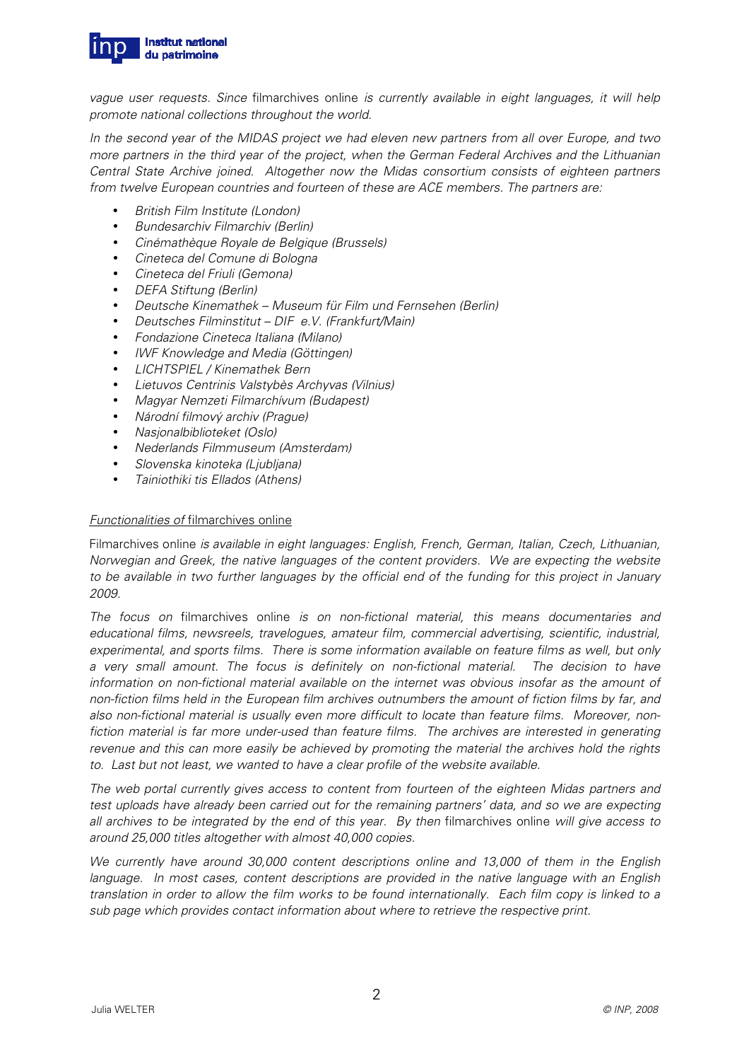*vague user requests. Since* filmarchives online *is currently available in eight languages, it will help promote national collections throughout the world.*

*In the second year of the MIDAS project we had eleven new partners from all over Europe, and two more partners in the third year of the project, when the German Federal Archives and the Lithuanian Central State Archive joined. Altogether now the Midas consortium consists of eighteen partners from twelve European countries and fourteen of these are ACE members. The partners are:*

- *British Film Institute (London)*
- *Bundesarchiv Filmarchiv (Berlin)*
- *Cinémathèque Royale de Belgique (Brussels)*
- *Cineteca del Comune di Bologna*
- *Cineteca del Friuli (Gemona)*
- *DEFA Stiftung (Berlin)*
- *Deutsche Kinemathek – Museum für Film und Fernsehen (Berlin)*
- *Deutsches Filminstitut – DIF e.V. (Frankfurt/Main)*
- *Fondazione Cineteca Italiana (Milano)*
- *IWF Knowledge and Media (Göttingen)*
- *LICHTSPIEL / Kinemathek Bern*
- *Lietuvos Centrinis Valstybès Archyvas (Vilnius)*
- *Magyar Nemzeti Filmarchívum (Budapest)*
- *Národní filmový archiv (Prague)*
- *Nasjonalbiblioteket (Oslo)*
- *Nederlands Filmmuseum (Amsterdam)*
- *Slovenska kinoteka (Ljubljana)*
- *Tainiothiki tis Ellados (Athens)*

*Functionalities of* filmarchives online

Filmarchives online *is available in eight languages: English, French, German, Italian, Czech, Lithuanian, Norwegian and Greek, the native languages of the content providers. We are expecting the website to be available in two further languages by the official end of the funding for this project in January 2009.*

*The focus on* filmarchives online *is on non-fictional material, this means documentaries and educational films, newsreels, travelogues, amateur film, commercial advertising, scientific, industrial, experimental, and sports films. There is some information available on feature films as well, but only a very small amount. The focus is definitely on non-fictional material. The decision to have information on non-fictional material available on the internet was obvious insofar as the amount of non-fiction films held in the European film archives outnumbers the amount of fiction films by far, and also non-fictional material is usually even more difficult to locate than feature films. Moreover, non-fiction material is far more under-used than feature films. The archives are interested in generating revenue and this can more easily be achieved by promoting the material the archives hold the rights to. Last but not least, we wanted to have a clear profile of the website available.*

*The web portal currently gives access to content from fourteen of the eighteen Midas partners and test uploads have already been carried out for the remaining partners' data, and so we are expecting all archives to be integrated by the end of this year. By then* filmarchives online *will give access to around 25,000 titles altogether with almost 40,000 copies.*

*We currently have around 30,000 content descriptions online and 13,000 of them in the English language. In most cases, content descriptions are provided in the native language with an English translation in order to allow the film works to be found internationally. Each film copy is linked to a sub page which provides contact information about where to retrieve the respective print.*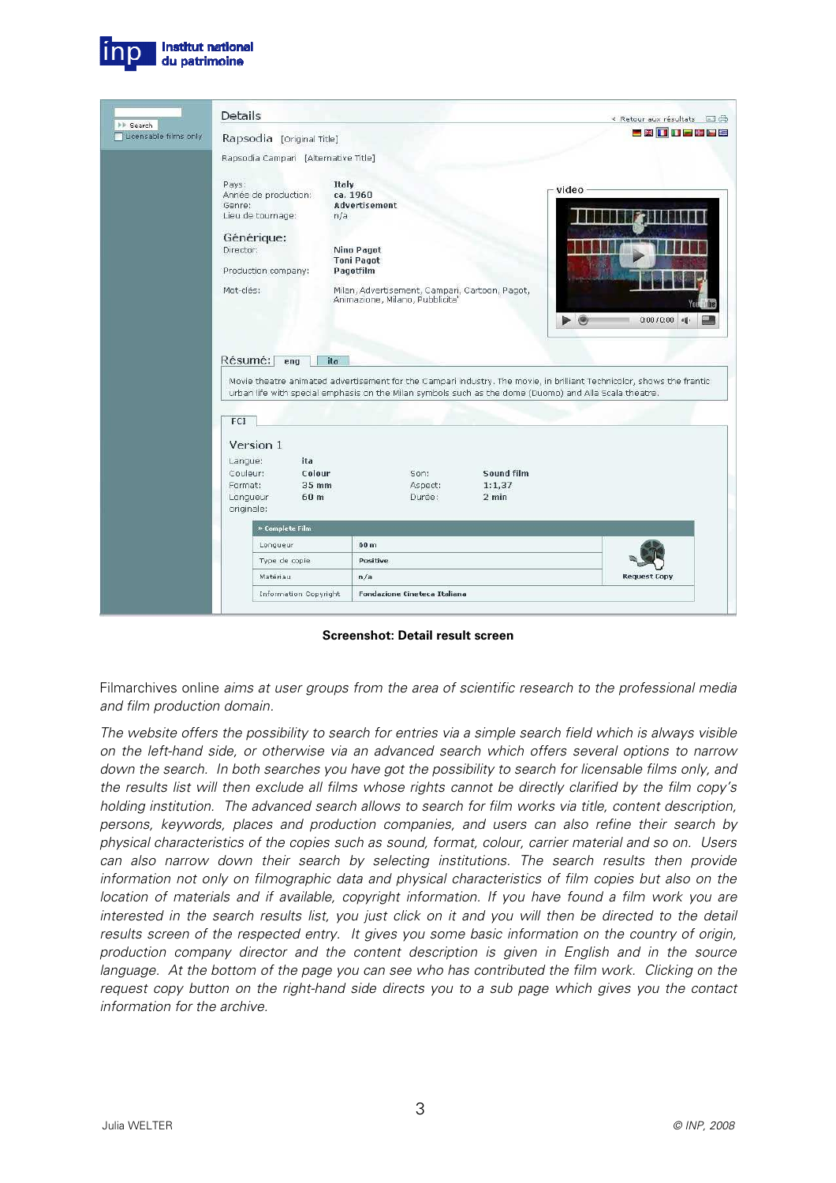**Screenshot: Detail result screen**

Filmarchives online *aims at user groups from the area of scientific research to the professional media and film production domain.*

*The website offers the possibility to search for entries via a simple search field which is always visible on the left-hand side, or otherwise via an advanced search which offers several options to narrow down the search. In both searches you have got the possibility to search for licensable films only, and the results list will then exclude all films whose rights cannot be directly clarified by the film copy's holding institution. The advanced search allows to search for film works via title, content description, persons, keywords, places and production companies, and users can also refine their search by physical characteristics of the copies such as sound, format, colour, carrier material and so on. Users can also narrow down their search by selecting institutions. The search results then provide information not only on filmographic data and physical characteristics of film copies but also on the location of materials and if available, copyright information. If you have found a film work you are interested in the search results list, you just click on it and you will then be directed to the detail results screen of the respected entry. It gives you some basic information on the country of origin, production company director and the content description is given in English and in the source language. At the bottom of the page you can see who has contributed the film work. Clicking on the request copy button on the right-hand side directs you to a sub page which gives you the contact information for the archive.*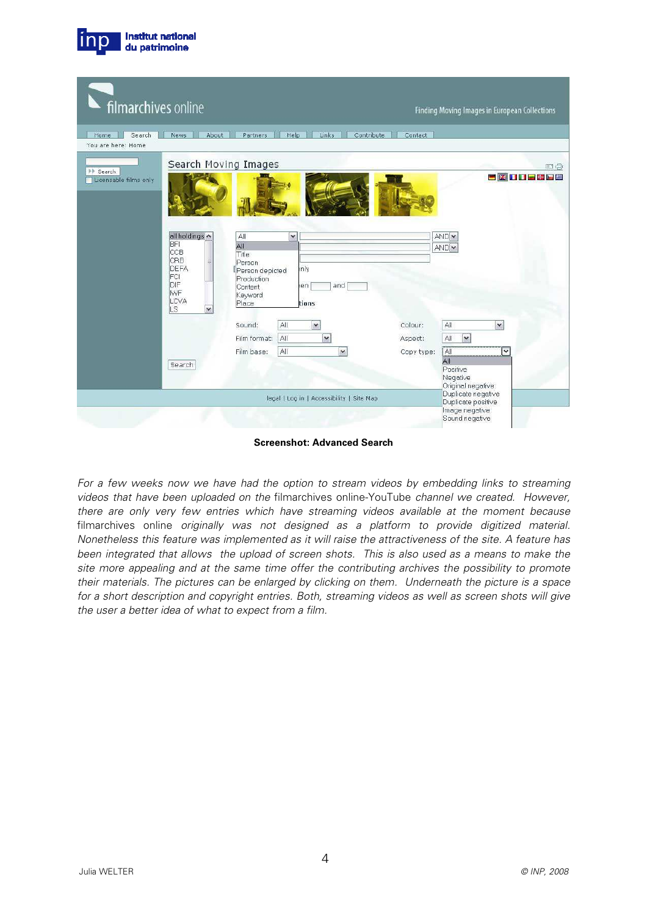**Screenshot: Advanced Search**

*For a few weeks now we have had the option to stream videos by embedding links to streaming videos that have been uploaded on the* filmarchives online-YouTube *channel we created. However, there are only very few entries which have streaming videos available at the moment because* filmarchives online *originally was not designed as a platform to provide digitized material. Nonetheless this feature was implemented as it will raise the attractiveness of the site. A feature has been integrated that allows the upload of screen shots. This is also used as a means to make the site more appealing and at the same time offer the contributing archives the possibility to promote their materials. The pictures can be enlarged by clicking on them. Underneath the picture is a space for a short description and copyright entries. Both, streaming videos as well as screen shots will give the user a better idea of what to expect from a film.*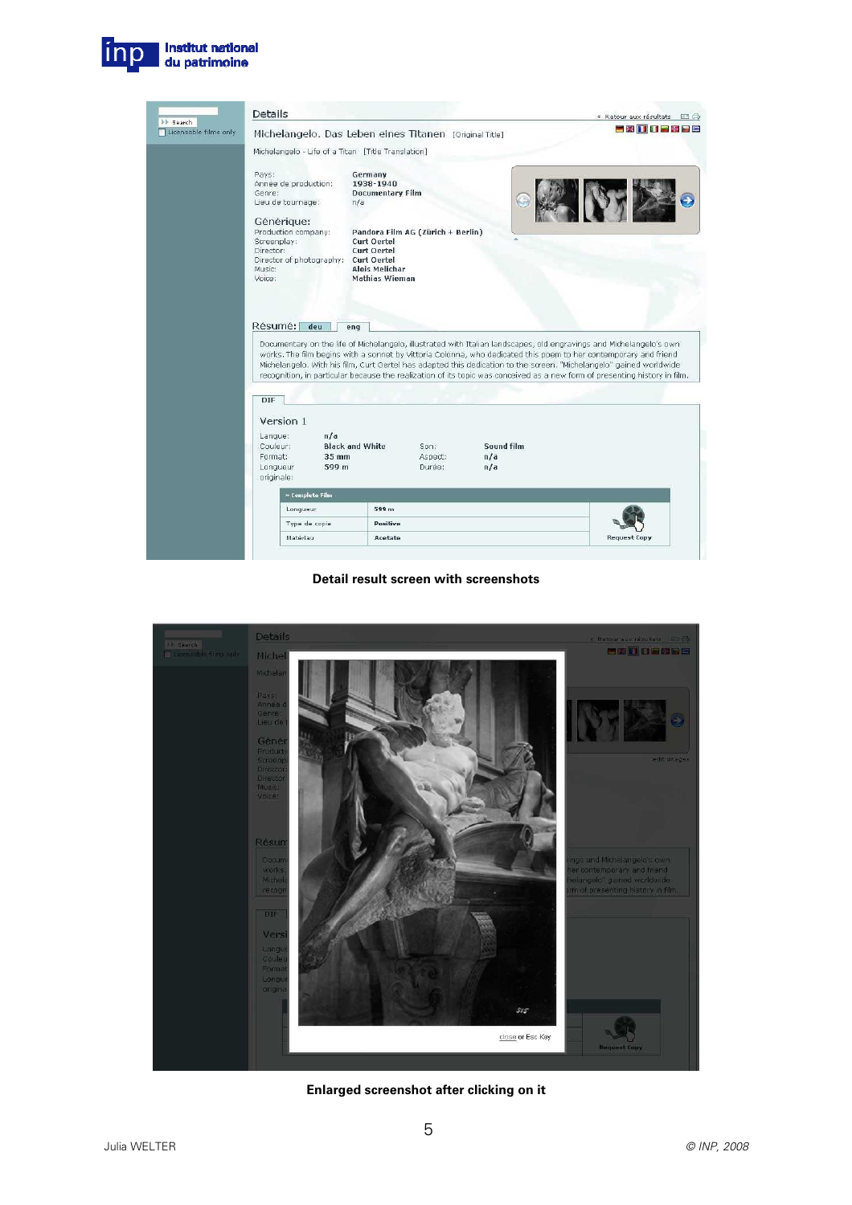**Detail result screen with screenshots**

**Enlarged screenshot after clicking on it**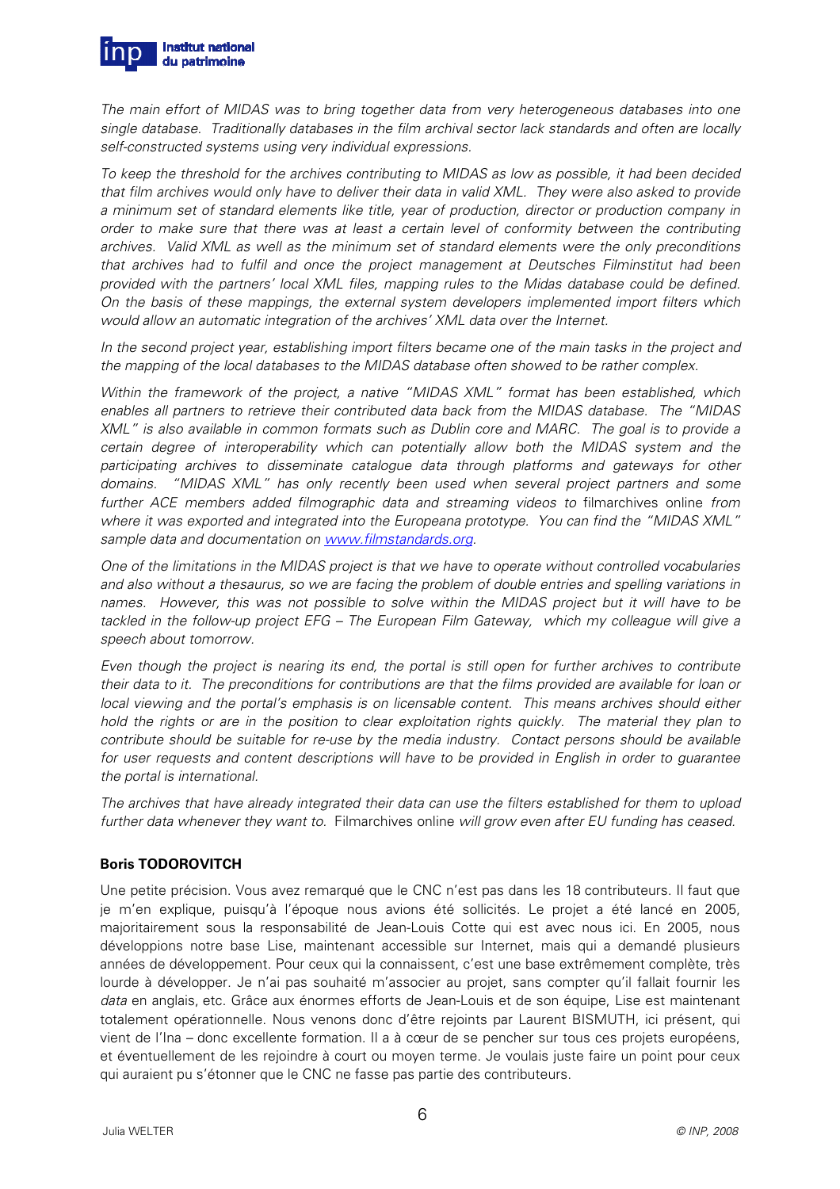*The main effort of MIDAS was to bring together data from very heterogeneous databases into one single database. Traditionally databases in the film archival sector lack standards and often are locally self-constructed systems using very individual expressions.*

*To keep the threshold for the archives contributing to MIDAS as low as possible, it had been decided that film archives would only have to deliver their data in valid XML. They were also asked to provide a minimum set of standard elements like title, year of production, director or production company in order to make sure that there was at least a certain level of conformity between the contributing archives. Valid XML as well as the minimum set of standard elements were the only preconditions that archives had to fulfil and once the project management at Deutsches Filminstitut had been provided with the partners' local XML files, mapping rules to the Midas database could be defined. On the basis of these mappings, the external system developers implemented import filters which would allow an automatic integration of the archives' XML data over the Internet.*

*In the second project year, establishing import filters became one of the main tasks in the project and the mapping of the local databases to the MIDAS database often showed to be rather complex.*

*Within the framework of the project, a native "MIDAS XML" format has been established, which enables all partners to retrieve their contributed data back from the MIDAS database. The "MIDAS XML" is also available in common formats such as Dublin core and MARC. The goal is to provide a certain degree of interoperability which can potentially allow both the MIDAS system and the participating archives to disseminate catalogue data through platforms and gateways for other domains. "MIDAS XML" has only recently been used when several project partners and some further ACE members added filmographic data and streaming videos to* filmarchives online *from where it was exported and integrated into the Europeana prototype. You can find the "MIDAS XML" sample data and documentation on [www.filmstandards.org](http://www.filmstandards.org).*

*One of the limitations in the MIDAS project is that we have to operate without controlled vocabularies and also without a thesaurus, so we are facing the problem of double entries and spelling variations in names. However, this was not possible to solve within the MIDAS project but it will have to be tackled in the follow-up project EFG – The European Film Gateway, which my colleague will give a speech about tomorrow.*

*Even though the project is nearing its end, the portal is still open for further archives to contribute their data to it. The preconditions for contributions are that the films provided are available for loan or local viewing and the portal's emphasis is on licensable content. This means archives should either hold the rights or are in the position to clear exploitation rights quickly. The material they plan to contribute should be suitable for re-use by the media industry. Contact persons should be available for user requests and content descriptions will have to be provided in English in order to guarantee the portal is international.*

*The archives that have already integrated their data can use the filters established for them to upload further data whenever they want to.* Filmarchives online *will grow even after EU funding has ceased.*

**Boris TODOROVITCH**

Une petite précision. Vous avez remarqué que le CNC n'est pas dans les 18 contributeurs. Il faut que je m'en explique, puisqu'à l'époque nous avions été sollicités. Le projet a été lancé en 2005, majoritairement sous la responsabilité de Jean-Louis Cotte qui est avec nous ici. En 2005, nous développions notre base Lise, maintenant accessible sur Internet, mais qui a demandé plusieurs années de développement. Pour ceux qui la connaissent, c'est une base extrêmement complète, très lourde à développer. Je n'ai pas souhaité m'associer au projet, sans compter qu'il fallait fournir les *data* en anglais, etc. Grâce aux énormes efforts de Jean-Louis et de son équipe, Lise est maintenant totalement opérationnelle. Nous venons donc d'être rejoints par Laurent BISMUTH, ici présent, qui vient de l'Ina – donc excellente formation. Il a à cœur de se pencher sur tous ces projets européens, et éventuellement de les rejoindre à court ou moyen terme. Je voulais juste faire un point pour ceux qui auraient pu s'étonner que le CNC ne fasse pas partie des contributeurs.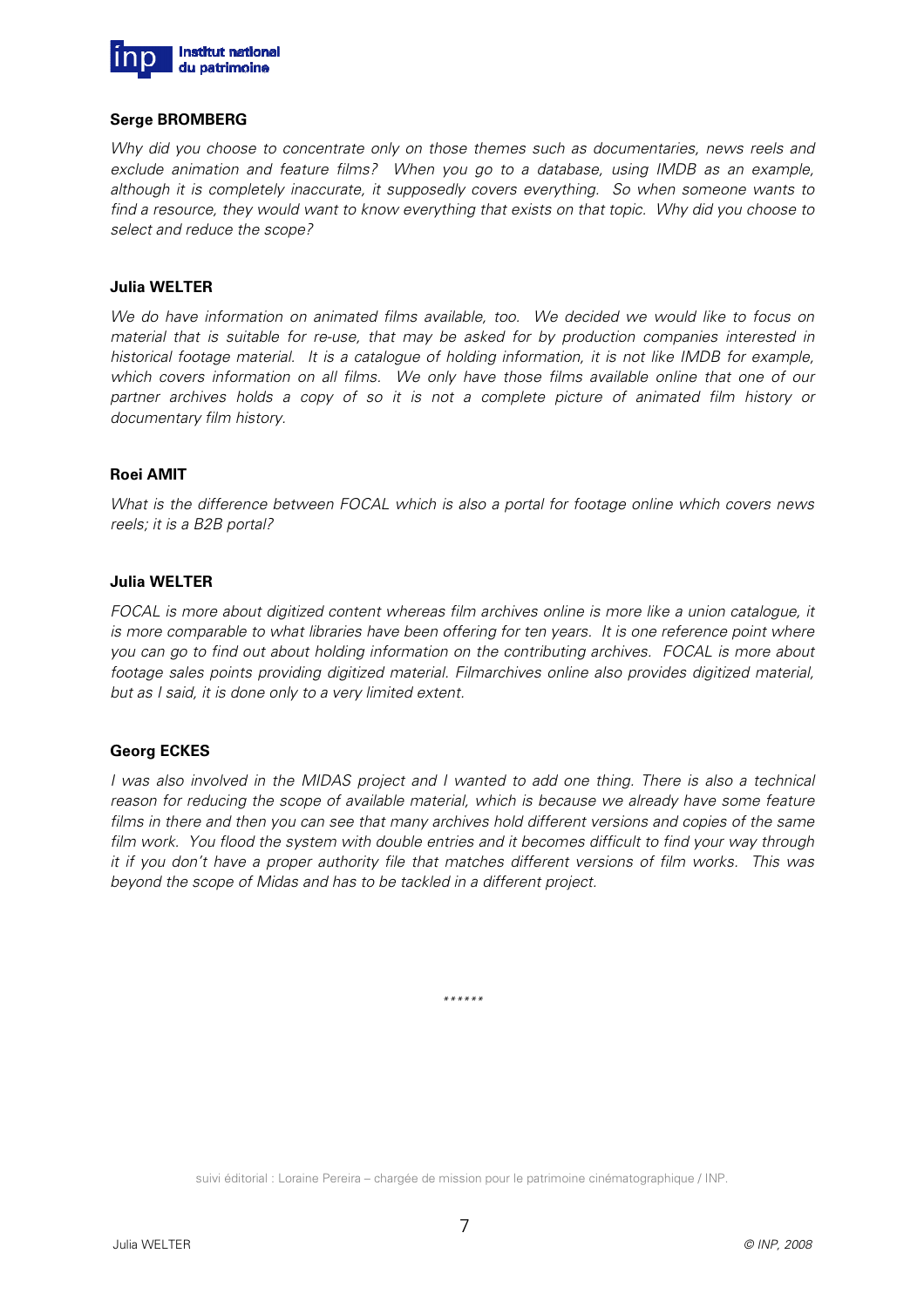**Serge BROMBERG**

*Why did you choose to concentrate only on those themes such as documentaries, news reels and exclude animation and feature films? When you go to a database, using IMDB as an example, although it is completely inaccurate, it supposedly covers everything. So when someone wants to find a resource, they would want to know everything that exists on that topic. Why did you choose to select and reduce the scope?*

**Julia WELTER**

*We do have information on animated films available, too. We decided we would like to focus on material that is suitable for re-use, that may be asked for by production companies interested in historical footage material. It is a catalogue of holding information, it is not like IMDB for example, which covers information on all films. We only have those films available online that one of our partner archives holds a copy of so it is not a complete picture of animated film history or documentary film history.*

**Roei AMIT**

*What is the difference between FOCAL which is also a portal for footage online which covers news reels; it is a B2B portal?*

**Julia WELTER**

*FOCAL is more about digitized content whereas film archives online is more like a union catalogue, it is more comparable to what libraries have been offering for ten years. It is one reference point where you can go to find out about holding information on the contributing archives. FOCAL is more about footage sales points providing digitized material. Filmarchives online also provides digitized material, but as I said, it is done only to a very limited extent.*

**Georg ECKES**

*I was also involved in the MIDAS project and I wanted to add one thing. There is also a technical reason for reducing the scope of available material, which is because we already have some feature films in there and then you can see that many archives hold different versions and copies of the same film work. You flood the system with double entries and it becomes difficult to find your way through it if you don't have a proper authority file that matches different versions of film works. This was beyond the scope of Midas and has to be tackled in a different project.*

\*\*\*\*\*\*

suivi éditorial : Loraine Pereira – chargée de mission pour le patrimoine cinématographique / INP.